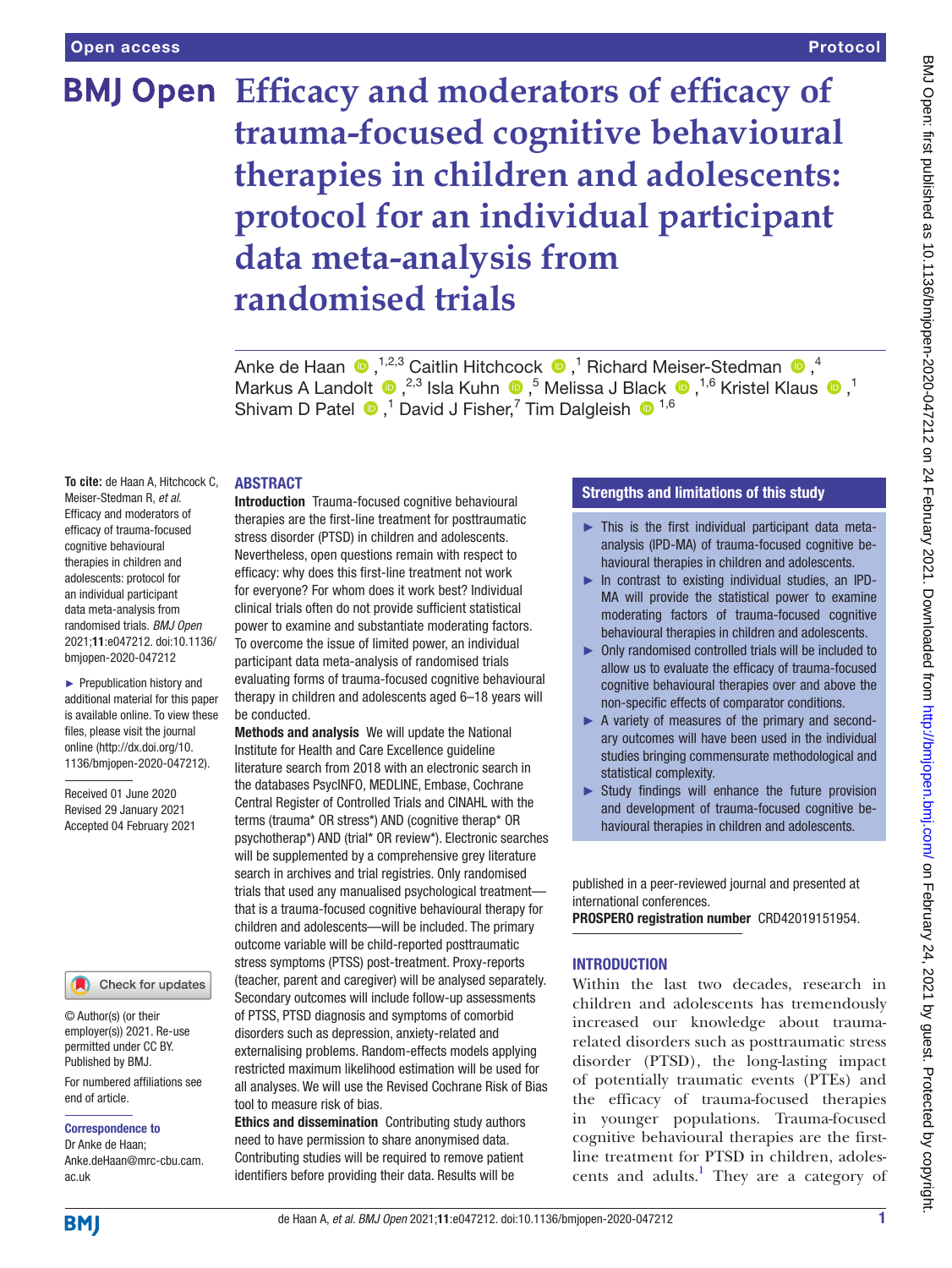Open access

Protocol

# Efficacy and moderators of efficacy of trauma-focused cognitive behavioural therapies in children and adolescents: protocol for an individual participant data meta-analysis from randomised trials

Anke de Haan [1,2,3], Caitlin Hitchcock [1], Richard Meiser-Stedman [4], Markus A Landolt [2,3], Isla Kuhn [5], Melissa J Black [1,6], Kristel Klaus [1], Shivam D Patel [1], David J Fisher [7], Tim Dalgleish [1,6]

**To cite:** de Haan A, Hitchcock C, Meiser-Stedman R, *et al*. Efficacy and moderators of efficacy of trauma-focused cognitive behavioural therapies in children and adolescents: protocol for an individual participant data meta-analysis from randomised trials. *BMJ Open* 2021;**11**:e047212. doi:10.1136/bmjopen-2020-047212

► Prepublication history and additional material for this paper is available online. To view these files, please visit the journal online (http://dx.doi.org/10.1136/bmjopen-2020-047212).

Received 01 June 2020
Revised 29 January 2021
Accepted 04 February 2021

© Author(s) (or their employer(s)) 2021. Re-use permitted under CC BY. Published by BMJ.

For numbered affiliations see end of article.

**Correspondence to**
Dr Anke de Haan; Anke.deHaan@mrc-cbu.cam.ac.uk

## ABSTRACT

**Introduction** Trauma-focused cognitive behavioural therapies are the first-line treatment for posttraumatic stress disorder (PTSD) in children and adolescents. Nevertheless, open questions remain with respect to efficacy: why does this first-line treatment not work for everyone? For whom does it work best? Individual clinical trials often do not provide sufficient statistical power to examine and substantiate moderating factors. To overcome the issue of limited power, an individual participant data meta-analysis of randomised trials evaluating forms of trauma-focused cognitive behavioural therapy in children and adolescents aged 6–18 years will be conducted.

**Methods and analysis** We will update the National Institute for Health and Care Excellence guideline literature search from 2018 with an electronic search in the databases PsycINFO, MEDLINE, Embase, Cochrane Central Register of Controlled Trials and CINAHL with the terms (trauma* OR stress*) AND (cognitive therap* OR psychotherap*) AND (trial* OR review*). Electronic searches will be supplemented by a comprehensive grey literature search in archives and trial registries. Only randomised trials that used any manualised psychological treatment—that is a trauma-focused cognitive behavioural therapy for children and adolescents—will be included. The primary outcome variable will be child-reported posttraumatic stress symptoms (PTSS) post-treatment. Proxy-reports (teacher, parent and caregiver) will be analysed separately. Secondary outcomes will include follow-up assessments of PTSS, PTSD diagnosis and symptoms of comorbid disorders such as depression, anxiety-related and externalising problems. Random-effects models applying restricted maximum likelihood estimation will be used for all analyses. We will use the Revised Cochrane Risk of Bias tool to measure risk of bias.

**Ethics and dissemination** Contributing study authors need to have permission to share anonymised data. Contributing studies will be required to remove patient identifiers before providing their data. Results will be published in a peer-reviewed journal and presented at international conferences.

**PROSPERO registration number** CRD42019151954.

### Strengths and limitations of this study

- ► This is the first individual participant data meta-analysis (IPD-MA) of trauma-focused cognitive behavioural therapies in children and adolescents.
- ► In contrast to existing individual studies, an IPD-MA will provide the statistical power to examine moderating factors of trauma-focused cognitive behavioural therapies in children and adolescents.
- ► Only randomised controlled trials will be included to allow us to evaluate the efficacy of trauma-focused cognitive behavioural therapies over and above the non-specific effects of comparator conditions.
- ► A variety of measures of the primary and secondary outcomes will have been used in the individual studies bringing commensurate methodological and statistical complexity.
- ► Study findings will enhance the future provision and development of trauma-focused cognitive behavioural therapies in children and adolescents.

## INTRODUCTION

Within the last two decades, research in children and adolescents has tremendously increased our knowledge about trauma-related disorders such as posttraumatic stress disorder (PTSD), the long-lasting impact of potentially traumatic events (PTEs) and the efficacy of trauma-focused therapies in younger populations. Trauma-focused cognitive behavioural therapies are the first-line treatment for PTSD in children, adolescents and adults.[1] They are a category of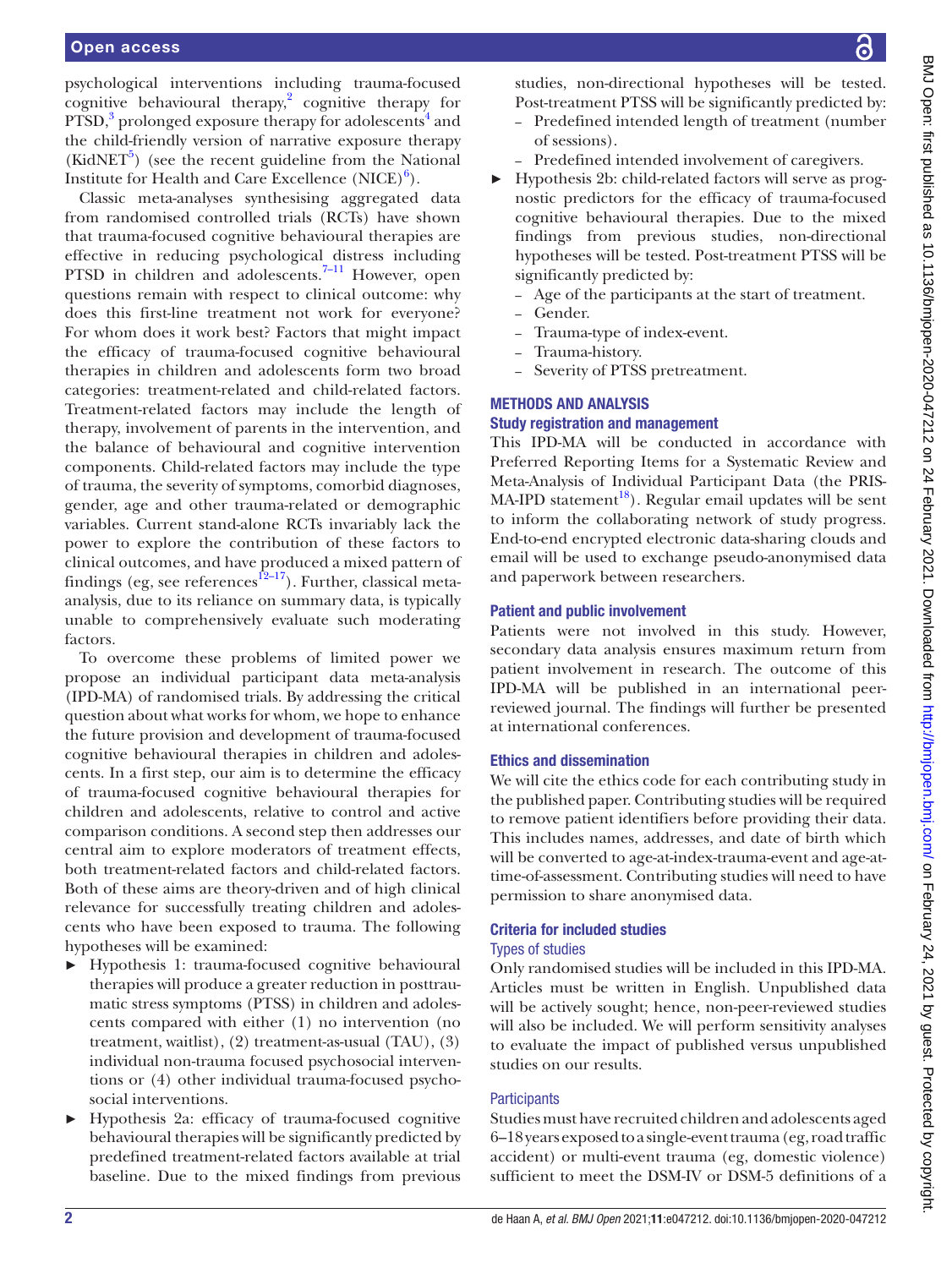psychological interventions including trauma-focused cognitive behavioural therapy,[2] cognitive therapy for PTSD,[3] prolonged exposure therapy for adolescents[4] and the child-friendly version of narrative exposure therapy (KidNET[5]) (see the recent guideline from the National Institute for Health and Care Excellence (NICE)[6]).

Classic meta-analyses synthesising aggregated data from randomised controlled trials (RCTs) have shown that trauma-focused cognitive behavioural therapies are effective in reducing psychological distress including PTSD in children and adolescents.[7–11] However, open questions remain with respect to clinical outcome: why does this first-line treatment not work for everyone? For whom does it work best? Factors that might impact the efficacy of trauma-focused cognitive behavioural therapies in children and adolescents form two broad categories: treatment-related and child-related factors. Treatment-related factors may include the length of therapy, involvement of parents in the intervention, and the balance of behavioural and cognitive intervention components. Child-related factors may include the type of trauma, the severity of symptoms, comorbid diagnoses, gender, age and other trauma-related or demographic variables. Current stand-alone RCTs invariably lack the power to explore the contribution of these factors to clinical outcomes, and have produced a mixed pattern of findings (eg, see references[12–17]). Further, classical meta-analysis, due to its reliance on summary data, is typically unable to comprehensively evaluate such moderating factors.

To overcome these problems of limited power we propose an individual participant data meta-analysis (IPD-MA) of randomised trials. By addressing the critical question about what works for whom, we hope to enhance the future provision and development of trauma-focused cognitive behavioural therapies in children and adolescents. In a first step, our aim is to determine the efficacy of trauma-focused cognitive behavioural therapies for children and adolescents, relative to control and active comparison conditions. A second step then addresses our central aim to explore moderators of treatment effects, both treatment-related factors and child-related factors. Both of these aims are theory-driven and of high clinical relevance for successfully treating children and adolescents who have been exposed to trauma. The following hypotheses will be examined:

- Hypothesis 1: trauma-focused cognitive behavioural therapies will produce a greater reduction in posttraumatic stress symptoms (PTSS) in children and adolescents compared with either (1) no intervention (no treatment, waitlist), (2) treatment-as-usual (TAU), (3) individual non-trauma focused psychosocial interventions or (4) other individual trauma-focused psychosocial interventions.
- Hypothesis 2a: efficacy of trauma-focused cognitive behavioural therapies will be significantly predicted by predefined treatment-related factors available at trial baseline. Due to the mixed findings from previous studies, non-directional hypotheses will be tested. Post-treatment PTSS will be significantly predicted by:
  - Predefined intended length of treatment (number of sessions).
  - Predefined intended involvement of caregivers.
- Hypothesis 2b: child-related factors will serve as prognostic predictors for the efficacy of trauma-focused cognitive behavioural therapies. Due to the mixed findings from previous studies, non-directional hypotheses will be tested. Post-treatment PTSS will be significantly predicted by:
  - Age of the participants at the start of treatment.
  - Gender.
  - Trauma-type of index-event.
  - Trauma-history.
  - Severity of PTSS pretreatment.

## METHODS AND ANALYSIS

### Study registration and management

This IPD-MA will be conducted in accordance with Preferred Reporting Items for a Systematic Review and Meta-Analysis of Individual Participant Data (the PRISMA-IPD statement[18]). Regular email updates will be sent to inform the collaborating network of study progress. End-to-end encrypted electronic data-sharing clouds and email will be used to exchange pseudo-anonymised data and paperwork between researchers.

### Patient and public involvement

Patients were not involved in this study. However, secondary data analysis ensures maximum return from patient involvement in research. The outcome of this IPD-MA will be published in an international peer-reviewed journal. The findings will further be presented at international conferences.

### Ethics and dissemination

We will cite the ethics code for each contributing study in the published paper. Contributing studies will be required to remove patient identifiers before providing their data. This includes names, addresses, and date of birth which will be converted to age-at-index-trauma-event and age-at-time-of-assessment. Contributing studies will need to have permission to share anonymised data.

### Criteria for included studies

#### Types of studies

Only randomised studies will be included in this IPD-MA. Articles must be written in English. Unpublished data will be actively sought; hence, non-peer-reviewed studies will also be included. We will perform sensitivity analyses to evaluate the impact of published versus unpublished studies on our results.

#### Participants

Studies must have recruited children and adolescents aged 6–18 years exposed to a single-event trauma (eg, road traffic accident) or multi-event trauma (eg, domestic violence) sufficient to meet the DSM-IV or DSM-5 definitions of a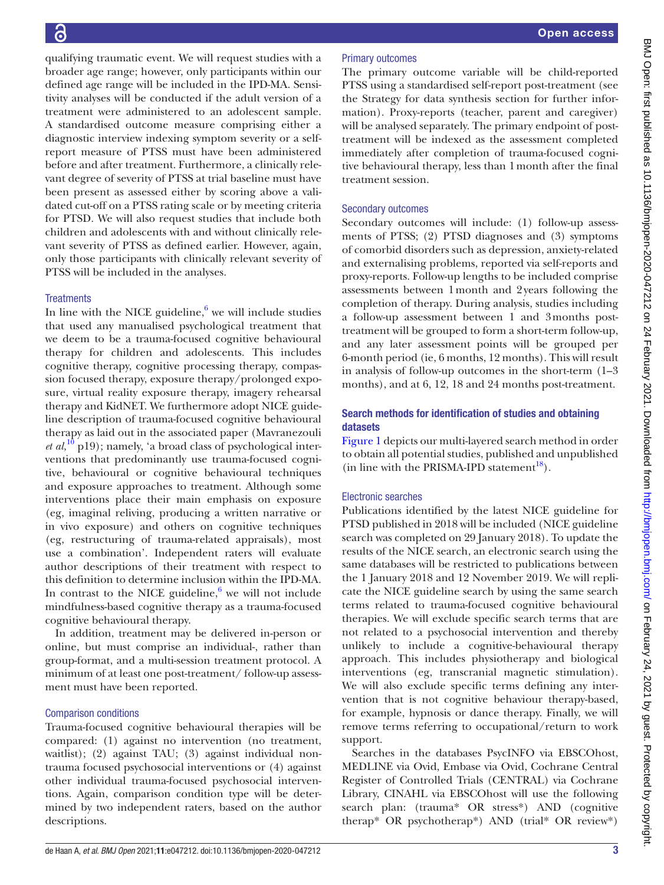qualifying traumatic event. We will request studies with a broader age range; however, only participants within our defined age range will be included in the IPD-MA. Sensitivity analyses will be conducted if the adult version of a treatment were administered to an adolescent sample. A standardised outcome measure comprising either a diagnostic interview indexing symptom severity or a self-report measure of PTSS must have been administered before and after treatment. Furthermore, a clinically relevant degree of severity of PTSS at trial baseline must have been present as assessed either by scoring above a validated cut-off on a PTSS rating scale or by meeting criteria for PTSD. We will also request studies that include both children and adolescents with and without clinically relevant severity of PTSS as defined earlier. However, again, only those participants with clinically relevant severity of PTSS will be included in the analyses.

### Treatments

In line with the NICE guideline,[6] we will include studies that used any manualised psychological treatment that we deem to be a trauma-focused cognitive behavioural therapy for children and adolescents. This includes cognitive therapy, cognitive processing therapy, compassion focused therapy, exposure therapy/prolonged exposure, virtual reality exposure therapy, imagery rehearsal therapy and KidNET. We furthermore adopt NICE guideline description of trauma-focused cognitive behavioural therapy as laid out in the associated paper (Mavranezouli *et al*,[10] p19); namely, 'a broad class of psychological interventions that predominantly use trauma-focused cognitive, behavioural or cognitive behavioural techniques and exposure approaches to treatment. Although some interventions place their main emphasis on exposure (eg, imaginal reliving, producing a written narrative or in vivo exposure) and others on cognitive techniques (eg, restructuring of trauma-related appraisals), most use a combination'. Independent raters will evaluate author descriptions of their treatment with respect to this definition to determine inclusion within the IPD-MA. In contrast to the NICE guideline,[6] we will not include mindfulness-based cognitive therapy as a trauma-focused cognitive behavioural therapy.

In addition, treatment may be delivered in-person or online, but must comprise an individual-, rather than group-format, and a multi-session treatment protocol. A minimum of at least one post-treatment/ follow-up assessment must have been reported.

### Comparison conditions

Trauma-focused cognitive behavioural therapies will be compared: (1) against no intervention (no treatment, waitlist); (2) against TAU; (3) against individual non-trauma focused psychosocial interventions or (4) against other individual trauma-focused psychosocial interventions. Again, comparison condition type will be determined by two independent raters, based on the author descriptions.

### Primary outcomes

The primary outcome variable will be child-reported PTSS using a standardised self-report post-treatment (see the Strategy for data synthesis section for further information). Proxy-reports (teacher, parent and caregiver) will be analysed separately. The primary endpoint of post-treatment will be indexed as the assessment completed immediately after completion of trauma-focused cognitive behavioural therapy, less than 1 month after the final treatment session.

### Secondary outcomes

Secondary outcomes will include: (1) follow-up assessments of PTSS; (2) PTSD diagnoses and (3) symptoms of comorbid disorders such as depression, anxiety-related and externalising problems, reported via self-reports and proxy-reports. Follow-up lengths to be included comprise assessments between 1 month and 2 years following the completion of therapy. During analysis, studies including a follow-up assessment between 1 and 3 months post-treatment will be grouped to form a short-term follow-up, and any later assessment points will be grouped per 6-month period (ie, 6 months, 12 months). This will result in analysis of follow-up outcomes in the short-term (1–3 months), and at 6, 12, 18 and 24 months post-treatment.

## Search methods for identification of studies and obtaining datasets

Figure 1 depicts our multi-layered search method in order to obtain all potential studies, published and unpublished (in line with the PRISMA-IPD statement[18]).

### Electronic searches

Publications identified by the latest NICE guideline for PTSD published in 2018 will be included (NICE guideline search was completed on 29 January 2018). To update the results of the NICE search, an electronic search using the same databases will be restricted to publications between the 1 January 2018 and 12 November 2019. We will replicate the NICE guideline search by using the same search terms related to trauma-focused cognitive behavioural therapies. We will exclude specific search terms that are not related to a psychosocial intervention and thereby unlikely to include a cognitive-behavioural therapy approach. This includes physiotherapy and biological interventions (eg, transcranial magnetic stimulation). We will also exclude specific terms defining any intervention that is not cognitive behaviour therapy-based, for example, hypnosis or dance therapy. Finally, we will remove terms referring to occupational/return to work support.

Searches in the databases PsycINFO via EBSCOhost, MEDLINE via Ovid, Embase via Ovid, Cochrane Central Register of Controlled Trials (CENTRAL) via Cochrane Library, CINAHL via EBSCOhost will use the following search plan: (trauma* OR stress*) AND (cognitive therap* OR psychotherap*) AND (trial* OR review*)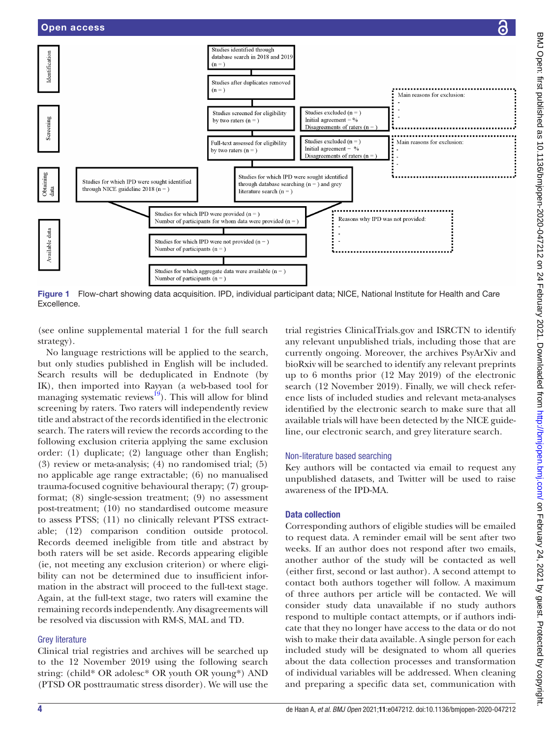Studies identified through database search in 2018 and 2019 (n = )

Studies after duplicates removed (n = )

Studies screened for eligibility by two raters (n = )

Studies excluded (n = )
Initial agreement = %
Disagreements of raters (n = )

Main reasons for exclusion:
-
-
-

Full-text assessed for eligibility by two raters (n = )

Studies excluded (n = )
Initial agreement = %
Disagreements of raters (n = )

Main reasons for exclusion:
-
-
-

Studies for which IPD were sought identified through NICE guideline 2018 (n = )

Studies for which IPD were sought identified through database searching (n = ) and grey literature search (n = )

Studies for which IPD were provided (n = )
Number of participants for whom data were provided (n = )

Reasons why IPD was not provided:
-
-
-

Studies for which IPD were not provided (n = )
Number of participants (n = )

Studies for which aggregate data were available (n = )
Number of participants (n = )

Identification | Screening | Obtaining data | Available data

**Figure 1** Flow-chart showing data acquisition. IPD, individual participant data; NICE, National Institute for Health and Care Excellence.

(see online supplemental material 1 for the full search strategy).

No language restrictions will be applied to the search, but only studies published in English will be included. Search results will be deduplicated in Endnote (by IK), then imported into Rayyan (a web-based tool for managing systematic reviews[19]). This will allow for blind screening by raters. Two raters will independently review title and abstract of the records identified in the electronic search. The raters will review the records according to the following exclusion criteria applying the same exclusion order: (1) duplicate; (2) language other than English; (3) review or meta-analysis; (4) no randomised trial; (5) no applicable age range extractable; (6) no manualised trauma-focused cognitive behavioural therapy; (7) group-format; (8) single-session treatment; (9) no assessment post-treatment; (10) no standardised outcome measure to assess PTSS; (11) no clinically relevant PTSS extractable; (12) comparison condition outside protocol. Records deemed ineligible from title and abstract by both raters will be set aside. Records appearing eligible (ie, not meeting any exclusion criterion) or where eligibility can not be determined due to insufficient information in the abstract will proceed to the full-text stage. Again, at the full-text stage, two raters will examine the remaining records independently. Any disagreements will be resolved via discussion with RM-S, MAL and TD.

### Grey literature

Clinical trial registries and archives will be searched up to the 12 November 2019 using the following search string: (child* OR adolesc* OR youth OR young*) AND (PTSD OR posttraumatic stress disorder). We will use the trial registries ClinicalTrials.gov and ISRCTN to identify any relevant unpublished trials, including those that are currently ongoing. Moreover, the archives PsyArXiv and bioRxiv will be searched to identify any relevant preprints up to 6 months prior (12 May 2019) of the electronic search (12 November 2019). Finally, we will check reference lists of included studies and relevant meta-analyses identified by the electronic search to make sure that all available trials will have been detected by the NICE guideline, our electronic search, and grey literature search.

### Non-literature based searching

Key authors will be contacted via email to request any unpublished datasets, and Twitter will be used to raise awareness of the IPD-MA.

## Data collection

Corresponding authors of eligible studies will be emailed to request data. A reminder email will be sent after two weeks. If an author does not respond after two emails, another author of the study will be contacted as well (either first, second or last author). A second attempt to contact both authors together will follow. A maximum of three authors per article will be contacted. We will consider study data unavailable if no study authors respond to multiple contact attempts, or if authors indicate that they no longer have access to the data or do not wish to make their data available. A single person for each included study will be designated to whom all queries about the data collection processes and transformation of individual variables will be addressed. When cleaning and preparing a specific data set, communication with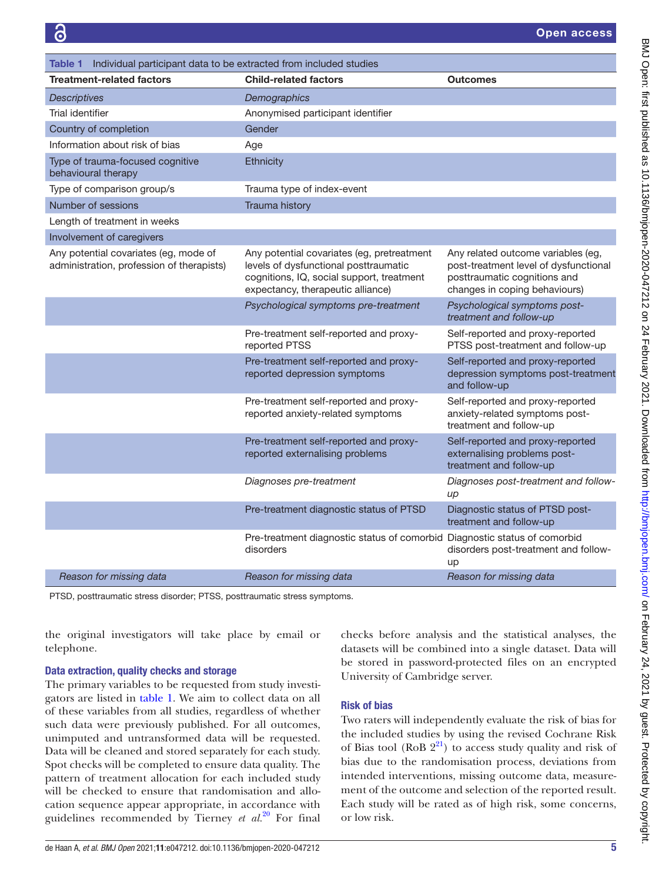**Table 1** Individual participant data to be extracted from included studies

| Treatment-related factors | Child-related factors | Outcomes |
|---|---|---|
| *Descriptives* | *Demographics* | |
| Trial identifier | Anonymised participant identifier | |
| Country of completion | Gender | |
| Information about risk of bias | Age | |
| Type of trauma-focused cognitive behavioural therapy | Ethnicity | |
| Type of comparison group/s | Trauma type of index-event | |
| Number of sessions | Trauma history | |
| Length of treatment in weeks | | |
| Involvement of caregivers | | |
| Any potential covariates (eg, mode of administration, profession of therapists) | Any potential covariates (eg, pretreatment levels of dysfunctional posttraumatic cognitions, IQ, social support, treatment expectancy, therapeutic alliance) | Any related outcome variables (eg, post-treatment level of dysfunctional posttraumatic cognitions and changes in coping behaviours) |
| | *Psychological symptoms pre-treatment* | *Psychological symptoms post-treatment and follow-up* |
| | Pre-treatment self-reported and proxy-reported PTSS | Self-reported and proxy-reported PTSS post-treatment and follow-up |
| | Pre-treatment self-reported and proxy-reported depression symptoms | Self-reported and proxy-reported depression symptoms post-treatment and follow-up |
| | Pre-treatment self-reported and proxy-reported anxiety-related symptoms | Self-reported and proxy-reported anxiety-related symptoms post-treatment and follow-up |
| | Pre-treatment self-reported and proxy-reported externalising problems | Self-reported and proxy-reported externalising problems post-treatment and follow-up |
| | *Diagnoses pre-treatment* | *Diagnoses post-treatment and follow-up* |
| | Pre-treatment diagnostic status of PTSD | Diagnostic status of PTSD post-treatment and follow-up |
| | Pre-treatment diagnostic status of comorbid disorders | Diagnostic status of comorbid disorders post-treatment and follow-up |
| *Reason for missing data* | *Reason for missing data* | *Reason for missing data* |

PTSD, posttraumatic stress disorder; PTSS, posttraumatic stress symptoms.

the original investigators will take place by email or telephone.

### Data extraction, quality checks and storage

The primary variables to be requested from study investigators are listed in table 1. We aim to collect data on all of these variables from all studies, regardless of whether such data were previously published. For all outcomes, unimputed and untransformed data will be requested. Data will be cleaned and stored separately for each study. Spot checks will be completed to ensure data quality. The pattern of treatment allocation for each included study will be checked to ensure that randomisation and allocation sequence appear appropriate, in accordance with guidelines recommended by Tierney *et al.*[20] For final checks before analysis and the statistical analyses, the datasets will be combined into a single dataset. Data will be stored in password-protected files on an encrypted University of Cambridge server.

### Risk of bias

Two raters will independently evaluate the risk of bias for the included studies by using the revised Cochrane Risk of Bias tool (RoB 2[21]) to access study quality and risk of bias due to the randomisation process, deviations from intended interventions, missing outcome data, measurement of the outcome and selection of the reported result. Each study will be rated as of high risk, some concerns, or low risk.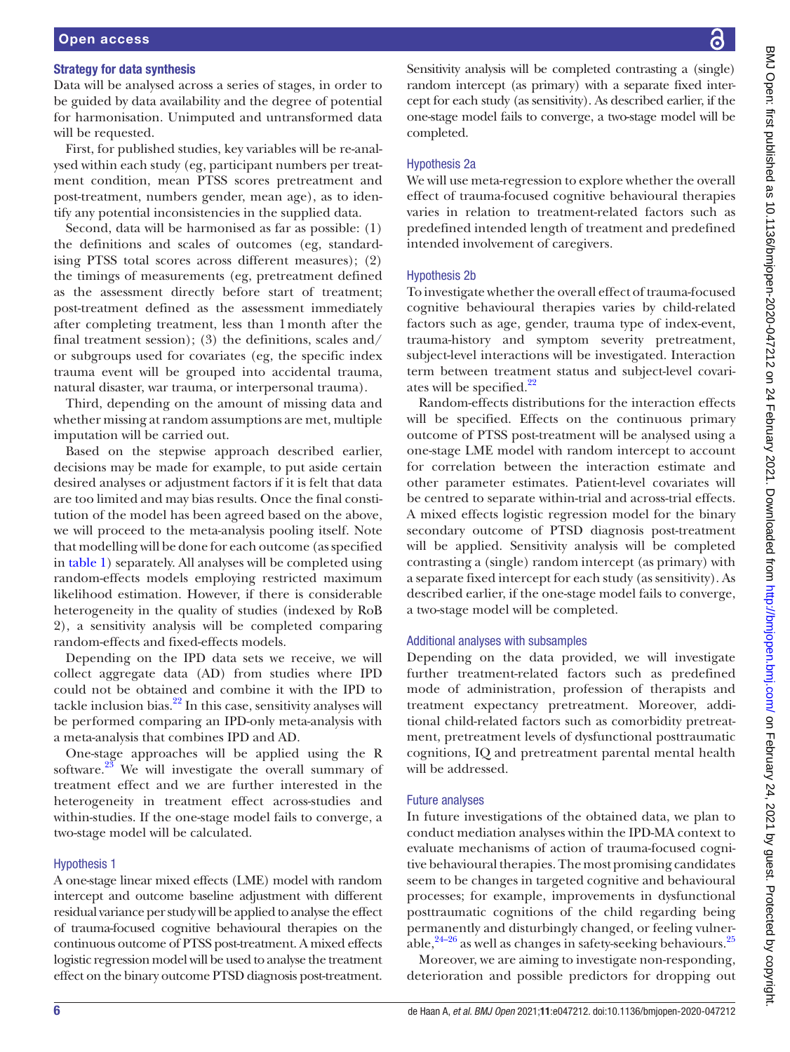### Strategy for data synthesis

Data will be analysed across a series of stages, in order to be guided by data availability and the degree of potential for harmonisation. Unimputed and untransformed data will be requested.

First, for published studies, key variables will be re-analysed within each study (eg, participant numbers per treatment condition, mean PTSS scores pretreatment and post-treatment, numbers gender, mean age), as to identify any potential inconsistencies in the supplied data.

Second, data will be harmonised as far as possible: (1) the definitions and scales of outcomes (eg, standardising PTSS total scores across different measures); (2) the timings of measurements (eg, pretreatment defined as the assessment directly before start of treatment; post-treatment defined as the assessment immediately after completing treatment, less than 1 month after the final treatment session); (3) the definitions, scales and/or subgroups used for covariates (eg, the specific index trauma event will be grouped into accidental trauma, natural disaster, war trauma, or interpersonal trauma).

Third, depending on the amount of missing data and whether missing at random assumptions are met, multiple imputation will be carried out.

Based on the stepwise approach described earlier, decisions may be made for example, to put aside certain desired analyses or adjustment factors if it is felt that data are too limited and may bias results. Once the final constitution of the model has been agreed based on the above, we will proceed to the meta-analysis pooling itself. Note that modelling will be done for each outcome (as specified in table 1) separately. All analyses will be completed using random-effects models employing restricted maximum likelihood estimation. However, if there is considerable heterogeneity in the quality of studies (indexed by RoB 2), a sensitivity analysis will be completed comparing random-effects and fixed-effects models.

Depending on the IPD data sets we receive, we will collect aggregate data (AD) from studies where IPD could not be obtained and combine it with the IPD to tackle inclusion bias.[22] In this case, sensitivity analyses will be performed comparing an IPD-only meta-analysis with a meta-analysis that combines IPD and AD.

One-stage approaches will be applied using the R software.[23] We will investigate the overall summary of treatment effect and we are further interested in the heterogeneity in treatment effect across-studies and within-studies. If the one-stage model fails to converge, a two-stage model will be calculated.

### Hypothesis 1

A one-stage linear mixed effects (LME) model with random intercept and outcome baseline adjustment with different residual variance per study will be applied to analyse the effect of trauma-focused cognitive behavioural therapies on the continuous outcome of PTSS post-treatment. A mixed effects logistic regression model will be used to analyse the treatment effect on the binary outcome PTSD diagnosis post-treatment. Sensitivity analysis will be completed contrasting a (single) random intercept (as primary) with a separate fixed intercept for each study (as sensitivity). As described earlier, if the one-stage model fails to converge, a two-stage model will be completed.

### Hypothesis 2a

We will use meta-regression to explore whether the overall effect of trauma-focused cognitive behavioural therapies varies in relation to treatment-related factors such as predefined intended length of treatment and predefined intended involvement of caregivers.

### Hypothesis 2b

To investigate whether the overall effect of trauma-focused cognitive behavioural therapies varies by child-related factors such as age, gender, trauma type of index-event, trauma-history and symptom severity pretreatment, subject-level interactions will be investigated. Interaction term between treatment status and subject-level covariates will be specified.[22]

Random-effects distributions for the interaction effects will be specified. Effects on the continuous primary outcome of PTSS post-treatment will be analysed using a one-stage LME model with random intercept to account for correlation between the interaction estimate and other parameter estimates. Patient-level covariates will be centred to separate within-trial and across-trial effects. A mixed effects logistic regression model for the binary secondary outcome of PTSD diagnosis post-treatment will be applied. Sensitivity analysis will be completed contrasting a (single) random intercept (as primary) with a separate fixed intercept for each study (as sensitivity). As described earlier, if the one-stage model fails to converge, a two-stage model will be completed.

### Additional analyses with subsamples

Depending on the data provided, we will investigate further treatment-related factors such as predefined mode of administration, profession of therapists and treatment expectancy pretreatment. Moreover, additional child-related factors such as comorbidity pretreatment, pretreatment levels of dysfunctional posttraumatic cognitions, IQ and pretreatment parental mental health will be addressed.

### Future analyses

In future investigations of the obtained data, we plan to conduct mediation analyses within the IPD-MA context to evaluate mechanisms of action of trauma-focused cognitive behavioural therapies. The most promising candidates seem to be changes in targeted cognitive and behavioural processes; for example, improvements in dysfunctional posttraumatic cognitions of the child regarding being permanently and disturbingly changed, or feeling vulnerable,[24–26] as well as changes in safety-seeking behaviours.[25]

Moreover, we are aiming to investigate non-responding, deterioration and possible predictors for dropping out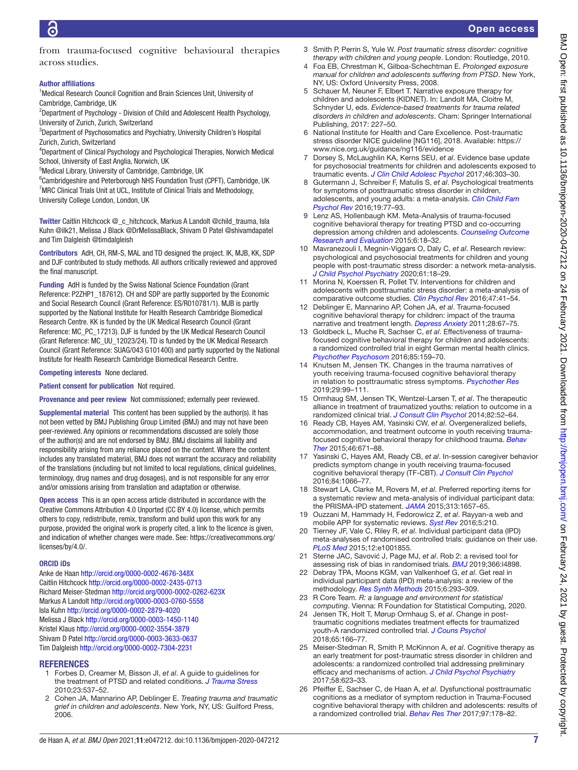from trauma-focused cognitive behavioural therapies across studies.

**Author affiliations**

[1]Medical Research Council Cognition and Brain Sciences Unit, University of Cambridge, Cambridge, UK
[2]Department of Psychology - Division of Child and Adolescent Health Psychology, University of Zurich, Zurich, Switzerland
[3]Department of Psychosomatics and Psychiatry, University Children's Hospital Zurich, Zurich, Switzerland
[4]Department of Clinical Psychology and Psychological Therapies, Norwich Medical School, University of East Anglia, Norwich, UK
[5]Medical Library, University of Cambridge, Cambridge, UK
[6]Cambridgeshire and Peterborough NHS Foundation Trust (CPFT), Cambridge, UK
[7]MRC Clinical Trials Unit at UCL, Institute of Clinical Trials and Methodology, University College London, London, UK

**Twitter** Caitlin Hitchcock @_c_hitchcock, Markus A Landolt @child_trauma, Isla Kuhn @ilk21, Melissa J Black @DrMelissaBlack, Shivam D Patel @shivamdapatel and Tim Dalgleish @timdalgleish

**Contributors** AdH, CH, RM-S, MAL and TD designed the project. IK, MJB, KK, SDP and DJF contributed to study methods. All authors critically reviewed and approved the final manuscript.

**Funding** AdH is funded by the Swiss National Science Foundation (Grant Reference: P2ZHP1_187612). CH and SDP are partly supported by the Economic and Social Research Council (Grant Reference: ES/R010781/1). MJB is partly supported by the National Institute for Health Research Cambridge Biomedical Research Centre. KK is funded by the UK Medical Research Council (Grant Reference: MC_PC_17213). DJF is funded by the UK Medical Research Council (Grant Reference: MC_UU_12023/24). TD is funded by the UK Medical Research Council (Grant Reference: SUAG/043 G101400) and partly supported by the National Institute for Health Research Cambridge Biomedical Research Centre.

**Competing interests** None declared.

**Patient consent for publication** Not required.

**Provenance and peer review** Not commissioned; externally peer reviewed.

**Supplemental material** This content has been supplied by the author(s). It has not been vetted by BMJ Publishing Group Limited (BMJ) and may not have been peer-reviewed. Any opinions or recommendations discussed are solely those of the author(s) and are not endorsed by BMJ. BMJ disclaims all liability and responsibility arising from any reliance placed on the content. Where the content includes any translated material, BMJ does not warrant the accuracy and reliability of the translations (including but not limited to local regulations, clinical guidelines, terminology, drug names and drug dosages), and is not responsible for any error and/or omissions arising from translation and adaptation or otherwise.

**Open access** This is an open access article distributed in accordance with the Creative Commons Attribution 4.0 Unported (CC BY 4.0) license, which permits others to copy, redistribute, remix, transform and build upon this work for any purpose, provided the original work is properly cited, a link to the licence is given, and indication of whether changes were made. See: https://creativecommons.org/licenses/by/4.0/.

**ORCID iDs**

Anke de Haan http://orcid.org/0000-0002-4676-348X
Caitlin Hitchcock http://orcid.org/0000-0002-2435-0713
Richard Meiser-Stedman http://orcid.org/0000-0002-0262-623X
Markus A Landolt http://orcid.org/0000-0003-0760-5558
Isla Kuhn http://orcid.org/0000-0002-2879-4020
Melissa J Black http://orcid.org/0000-0003-1450-1140
Kristel Klaus http://orcid.org/0000-0002-3554-3879
Shivam D Patel http://orcid.org/0000-0003-3633-0637
Tim Dalgleish http://orcid.org/0000-0002-7304-2231

## REFERENCES

1. Forbes D, Creamer M, Bisson JI, *et al*. A guide to guidelines for the treatment of PTSD and related conditions. *J Trauma Stress* 2010;23:537–52.
2. Cohen JA, Mannarino AP, Deblinger E. *Treating trauma and traumatic grief in children and adolescents*. New York, NY, US: Guilford Press, 2006.
3. Smith P, Perrin S, Yule W. *Post traumatic stress disorder: cognitive therapy with children and young people*. London: Routledge, 2010.
4. Foa EB, Chrestman K, Gilboa-Schechtman E. *Prolonged exposure manual for children and adolescents suffering from PTSD*. New York, NY, US: Oxford University Press, 2008.
5. Schauer M, Neuner F, Elbert T. Narrative exposure therapy for children and adolescents (KIDNET). In: Landolt MA, Cloitre M, Schnyder U, eds. *Evidence-based treatments for trauma related disorders in children and adolescents*. Cham: Springer International Publishing, 2017: 227–50.
6. National Institute for Health and Care Excellence. Post-traumatic stress disorder NICE guideline [NG116], 2018. Available: https://www.nice.org.uk/guidance/ng116/evidence
7. Dorsey S, McLaughlin KA, Kerns SEU, *et al*. Evidence base update for psychosocial treatments for children and adolescents exposed to traumatic events. *J Clin Child Adolesc Psychol* 2017;46:303–30.
8. Gutermann J, Schreiber F, Matulis S, *et al*. Psychological treatments for symptoms of posttraumatic stress disorder in children, adolescents, and young adults: a meta-analysis. *Clin Child Fam Psychol Rev* 2016;19:77–93.
9. Lenz AS, Hollenbaugh KM. Meta-Analysis of trauma-focused cognitive behavioral therapy for treating PTSD and co-occurring depression among children and adolescents. *Counseling Outcome Research and Evaluation* 2015;6:18–32.
10. Mavranezouli I, Megnin-Viggars O, Daly C, *et al*. Research review: psychological and psychosocial treatments for children and young people with post-traumatic stress disorder: a network meta-analysis. *J Child Psychol Psychiatry* 2020;61:18–29.
11. Morina N, Koerssen R, Pollet TV. Interventions for children and adolescents with posttraumatic stress disorder: a meta-analysis of comparative outcome studies. *Clin Psychol Rev* 2016;47:41–54.
12. Deblinger E, Mannarino AP, Cohen JA, *et al*. Trauma-focused cognitive behavioral therapy for children: impact of the trauma narrative and treatment length. *Depress Anxiety* 2011;28:67–75.
13. Goldbeck L, Muche R, Sachser C, *et al*. Effectiveness of trauma-focused cognitive behavioral therapy for children and adolescents: a randomized controlled trial in eight German mental health clinics. *Psychother Psychosom* 2016;85:159–70.
14. Knutsen M, Jensen TK. Changes in the trauma narratives of youth receiving trauma-focused cognitive behavioral therapy in relation to posttraumatic stress symptoms. *Psychother Res* 2019;29:99–111.
15. Ormhaug SM, Jensen TK, Wentzel-Larsen T, *et al*. The therapeutic alliance in treatment of traumatized youths: relation to outcome in a randomized clinical trial. *J Consult Clin Psychol* 2014;82:52–64.
16. Ready CB, Hayes AM, Yasinski CW, *et al*. Overgeneralized beliefs, accommodation, and treatment outcome in youth receiving trauma-focused cognitive behavioral therapy for childhood trauma. *Behav Ther* 2015;46:671–88.
17. Yasinski C, Hayes AM, Ready CB, *et al*. In-session caregiver behavior predicts symptom change in youth receiving trauma-focused cognitive behavioral therapy (TF-CBT). *J Consult Clin Psychol* 2016;84:1066–77.
18. Stewart LA, Clarke M, Rovers M, *et al*. Preferred reporting items for a systematic review and meta-analysis of individual participant data: the PRISMA-IPD statement. *JAMA* 2015;313:1657–65.
19. Ouzzani M, Hammady H, Fedorowicz Z, *et al*. Rayyan-a web and mobile APP for systematic reviews. *Syst Rev* 2016;5:210.
20. Tierney JF, Vale C, Riley R, *et al*. Individual participant data (IPD) meta-analyses of randomised controlled trials: guidance on their use. *PLoS Med* 2015;12:e1001855.
21. Sterne JAC, Savović J, Page MJ, *et al*. Rob 2: a revised tool for assessing risk of bias in randomised trials. *BMJ* 2019;366:l4898.
22. Debray TPA, Moons KGM, van Valkenhoef G, *et al*. Get real in individual participant data (IPD) meta-analysis: a review of the methodology. *Res Synth Methods* 2015;6:293–309.
23. R Core Team. *R: a language and environment for statistical computing*. Vienna: R Foundation for Statistical Computing, 2020.
24. Jensen TK, Holt T, Mørup Ormhaug S, *et al*. Change in post-traumatic cognitions mediates treatment effects for traumatized youth-A randomized controlled trial. *J Couns Psychol* 2018;65:166–77.
25. Meiser-Stedman R, Smith P, McKinnon A, *et al*. Cognitive therapy as an early treatment for post-traumatic stress disorder in children and adolescents: a randomized controlled trial addressing preliminary efficacy and mechanisms of action. *J Child Psychol Psychiatry* 2017;58:623–33.
26. Pfeiffer E, Sachser C, de Haan A, *et al*. Dysfunctional posttraumatic cognitions as a mediator of symptom reduction in Trauma-Focused cognitive behavioral therapy with children and adolescents: results of a randomized controlled trial. *Behav Res Ther* 2017;97:178–82.